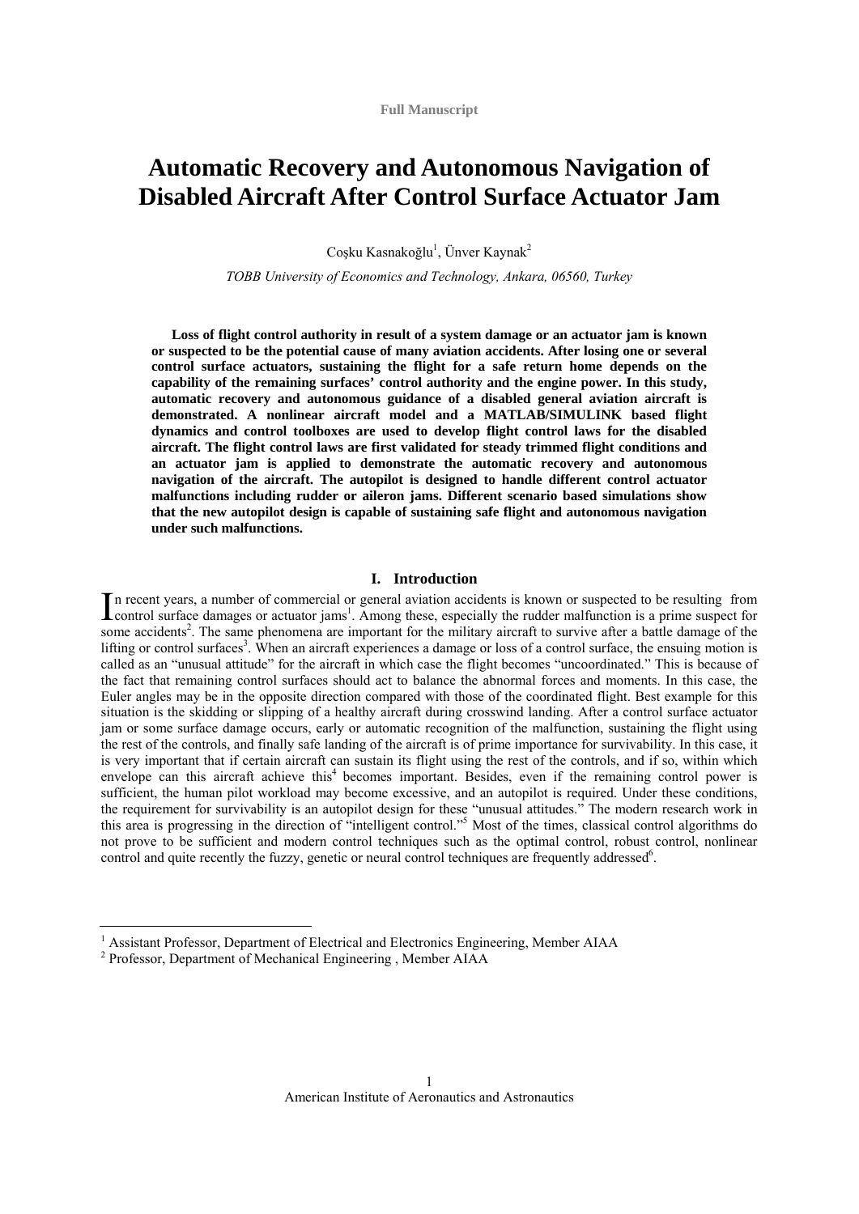Full Manuscript

# Automatic Recovery and Autonomous Navigation of Disabled Aircraft After Control Surface Actuator Jam

Coşku Kasnakoğlu[1], Ünver Kaynak[2]

*TOBB University of Economics and Technology, Ankara, 06560, Turkey*

**Loss of flight control authority in result of a system damage or an actuator jam is known or suspected to be the potential cause of many aviation accidents. After losing one or several control surface actuators, sustaining the flight for a safe return home depends on the capability of the remaining surfaces' control authority and the engine power. In this study, automatic recovery and autonomous guidance of a disabled general aviation aircraft is demonstrated. A nonlinear aircraft model and a MATLAB/SIMULINK based flight dynamics and control toolboxes are used to develop flight control laws for the disabled aircraft. The flight control laws are first validated for steady trimmed flight conditions and an actuator jam is applied to demonstrate the automatic recovery and autonomous navigation of the aircraft. The autopilot is designed to handle different control actuator malfunctions including rudder or aileron jams. Different scenario based simulations show that the new autopilot design is capable of sustaining safe flight and autonomous navigation under such malfunctions.**

## I. Introduction

In recent years, a number of commercial or general aviation accidents is known or suspected to be resulting from control surface damages or actuator jams[1]. Among these, especially the rudder malfunction is a prime suspect for some accidents[2]. The same phenomena are important for the military aircraft to survive after a battle damage of the lifting or control surfaces[3]. When an aircraft experiences a damage or loss of a control surface, the ensuing motion is called as an "unusual attitude" for the aircraft in which case the flight becomes "uncoordinated." This is because of the fact that remaining control surfaces should act to balance the abnormal forces and moments. In this case, the Euler angles may be in the opposite direction compared with those of the coordinated flight. Best example for this situation is the skidding or slipping of a healthy aircraft during crosswind landing. After a control surface actuator jam or some surface damage occurs, early or automatic recognition of the malfunction, sustaining the flight using the rest of the controls, and finally safe landing of the aircraft is of prime importance for survivability. In this case, it is very important that if certain aircraft can sustain its flight using the rest of the controls, and if so, within which envelope can this aircraft achieve this[4] becomes important. Besides, even if the remaining control power is sufficient, the human pilot workload may become excessive, and an autopilot is required. Under these conditions, the requirement for survivability is an autopilot design for these "unusual attitudes." The modern research work in this area is progressing in the direction of "intelligent control."[5] Most of the times, classical control algorithms do not prove to be sufficient and modern control techniques such as the optimal control, robust control, nonlinear control and quite recently the fuzzy, genetic or neural control techniques are frequently addressed[6].

---

[1] Assistant Professor, Department of Electrical and Electronics Engineering, Member AIAA

[2] Professor, Department of Mechanical Engineering , Member AIAA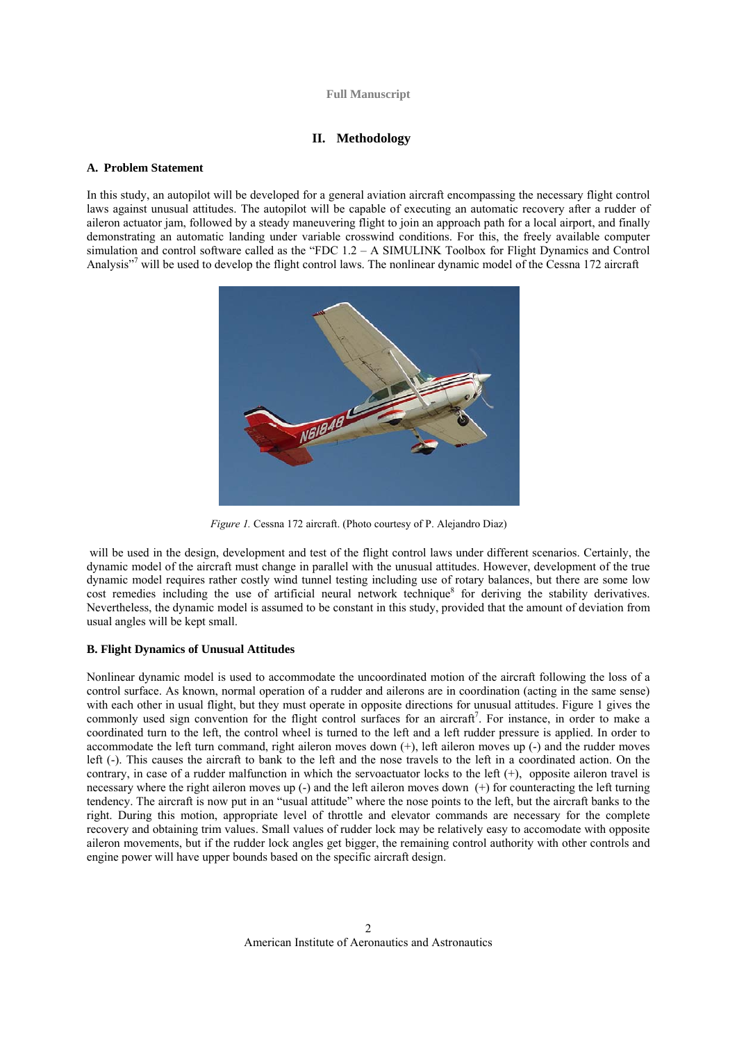## II. Methodology

### A. Problem Statement

In this study, an autopilot will be developed for a general aviation aircraft encompassing the necessary flight control laws against unusual attitudes. The autopilot will be capable of executing an automatic recovery after a rudder of aileron actuator jam, followed by a steady maneuvering flight to join an approach path for a local airport, and finally demonstrating an automatic landing under variable crosswind conditions. For this, the freely available computer simulation and control software called as the "FDC 1.2 – A SIMULINK Toolbox for Flight Dynamics and Control Analysis"[7] will be used to develop the flight control laws. The nonlinear dynamic model of the Cessna 172 aircraft

*Figure 1.* Cessna 172 aircraft. (Photo courtesy of P. Alejandro Diaz)

will be used in the design, development and test of the flight control laws under different scenarios. Certainly, the dynamic model of the aircraft must change in parallel with the unusual attitudes. However, development of the true dynamic model requires rather costly wind tunnel testing including use of rotary balances, but there are some low cost remedies including the use of artificial neural network technique[8] for deriving the stability derivatives. Nevertheless, the dynamic model is assumed to be constant in this study, provided that the amount of deviation from usual angles will be kept small.

### B. Flight Dynamics of Unusual Attitudes

Nonlinear dynamic model is used to accommodate the uncoordinated motion of the aircraft following the loss of a control surface. As known, normal operation of a rudder and ailerons are in coordination (acting in the same sense) with each other in usual flight, but they must operate in opposite directions for unusual attitudes. Figure 1 gives the commonly used sign convention for the flight control surfaces for an aircraft[7]. For instance, in order to make a coordinated turn to the left, the control wheel is turned to the left and a left rudder pressure is applied. In order to accommodate the left turn command, right aileron moves down (+), left aileron moves up (-) and the rudder moves left (-). This causes the aircraft to bank to the left and the nose travels to the left in a coordinated action. On the contrary, in case of a rudder malfunction in which the servoactuator locks to the left (+), opposite aileron travel is necessary where the right aileron moves up (-) and the left aileron moves down (+) for counteracting the left turning tendency. The aircraft is now put in an "usual attitude" where the nose points to the left, but the aircraft banks to the right. During this motion, appropriate level of throttle and elevator commands are necessary for the complete recovery and obtaining trim values. Small values of rudder lock may be relatively easy to accomodate with opposite aileron movements, but if the rudder lock angles get bigger, the remaining control authority with other controls and engine power will have upper bounds based on the specific aircraft design.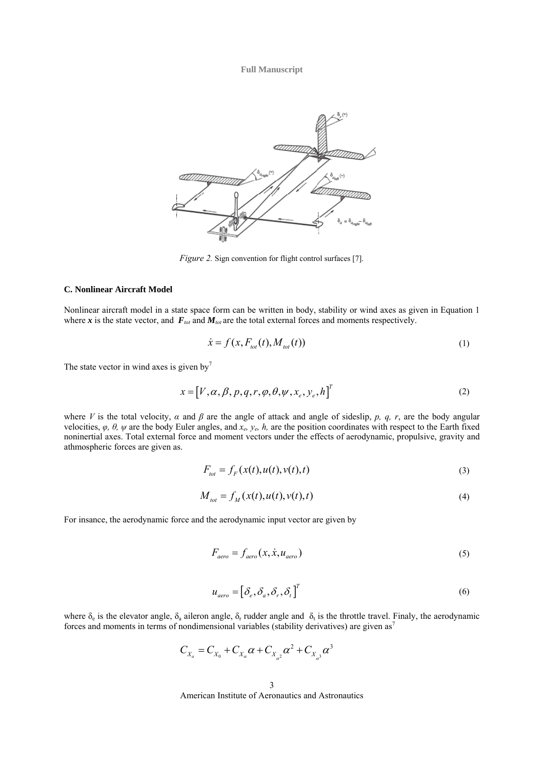*Figure 2.* Sign convention for flight control surfaces [7].

### C. Nonlinear Aircraft Model

Nonlinear aircraft model in a state space form can be written in body, stability or wind axes as given in Equation 1 where ***x*** is the state vector, and $\boldsymbol{F}_{tot}$ and $\boldsymbol{M}_{tot}$ are the total external forces and moments respectively.

$$\dot{x} = f(x, F_{tot}(t), M_{tot}(t)) \tag{1}$$

The state vector in wind axes is given by[7]

$$x = \left[V, \alpha, \beta, p, q, r, \varphi, \theta, \psi, x_e, y_e, h\right]^T \tag{2}$$

where $V$ is the total velocity, $\alpha$ and $\beta$ are the angle of attack and angle of sideslip, $p$, $q$, $r$, are the body angular velocities, $\varphi$, $\theta$, $\psi$ are the body Euler angles, and $x_e$, $y_e$, $h$, are the position coordinates with respect to the Earth fixed noninertial axes. Total external force and moment vectors under the effects of aerodynamic, propulsive, gravity and athmospheric forces are given as.

$$F_{tot} = f_F(x(t), u(t), v(t), t) \tag{3}$$

$$M_{tot} = f_M(x(t), u(t), v(t), t) \tag{4}$$

For insance, the aerodynamic force and the aerodynamic input vector are given by

$$F_{aero} = f_{aero}(x, \dot{x}, u_{aero}) \tag{5}$$

$$u_{aero} = \left[\delta_e, \delta_a, \delta_r, \delta_t\right]^T \tag{6}$$

where $\delta_e$ is the elevator angle, $\delta_a$ aileron angle, $\delta_r$ rudder angle and $\delta_t$ is the throttle travel. Finaly, the aerodynamic forces and moments in terms of nondimensional variables (stability derivatives) are given as[7]

$$C_{X_a} = C_{X_0} + C_{X_\alpha}\alpha + C_{X_{\alpha^2}}\alpha^2 + C_{X_{\alpha^3}}\alpha^3$$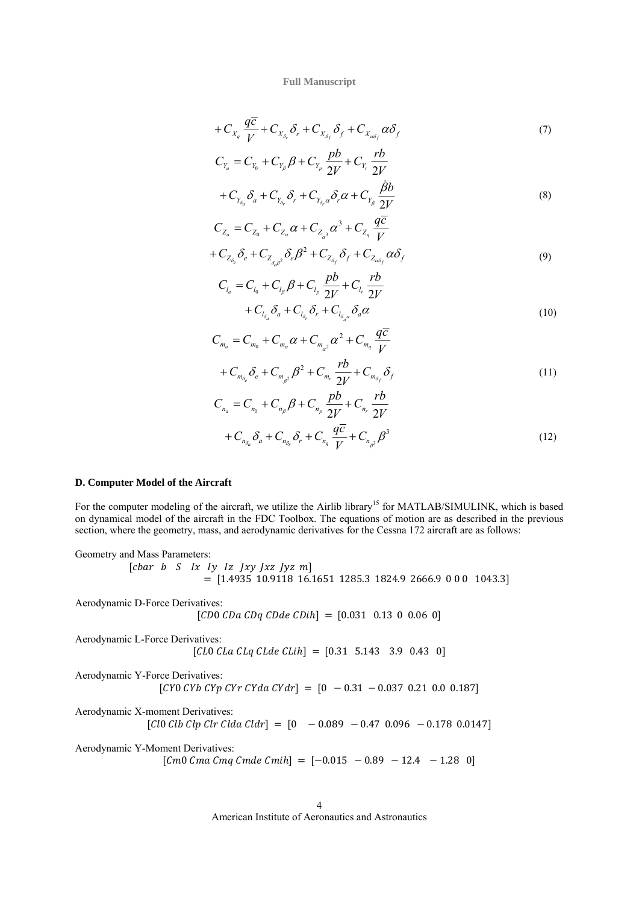$$+ C_{X_q} \frac{q\bar{c}}{V} + C_{X_{\delta_r}} \delta_r + C_{X_{\delta_f}} \delta_f + C_{X_{\alpha\delta_f}} \alpha \delta_f \tag{7}$$

$$C_{Y_a} = C_{Y_0} + C_{Y_\beta} \beta + C_{Y_p} \frac{pb}{2V} + C_{Y_r} \frac{rb}{2V}$$
$$+ C_{Y_{\delta_a}} \delta_a + C_{Y_{\delta_r}} \delta_r + C_{Y_{\delta_r \alpha}} \delta_r \alpha + C_{Y_{\dot\beta}} \frac{\dot{\beta} b}{2V} \tag{8}$$

$$C_{Z_a} = C_{Z_0} + C_{Z_\alpha} \alpha + C_{Z_{\alpha^3}} \alpha^3 + C_{Z_q} \frac{q\bar{c}}{V}$$
$$+ C_{Z_{\delta_e}} \delta_e + C_{Z_{\delta_e \beta^2}} \delta_e \beta^2 + C_{Z_{\delta_f}} \delta_f + C_{Z_{\alpha\delta_f}} \alpha \delta_f \tag{9}$$

$$C_{l_a} = C_{l_0} + C_{l_\beta} \beta + C_{l_p} \frac{pb}{2V} + C_{l_r} \frac{rb}{2V}$$
$$+ C_{l_{\delta_a}} \delta_a + C_{l_{\delta_r}} \delta_r + C_{l_{\delta_a \alpha}} \delta_a \alpha \tag{10}$$

$$C_{m_a} = C_{m_0} + C_{m_\alpha} \alpha + C_{m_{\alpha^2}} \alpha^2 + C_{m_q} \frac{q\bar{c}}{V}$$
$$+ C_{m_{\delta_e}} \delta_e + C_{m_{\beta^2}} \beta^2 + C_{m_r} \frac{rb}{2V} + C_{m_{\delta_f}} \delta_f \tag{11}$$

$$C_{n_a} = C_{n_0} + C_{n_\beta} \beta + C_{n_p} \frac{pb}{2V} + C_{n_r} \frac{rb}{2V}$$
$$+ C_{n_{\delta_a}} \delta_a + C_{n_{\delta_r}} \delta_r + C_{n_q} \frac{q\bar{c}}{V} + C_{n_{\beta^3}} \beta^3 \tag{12}$$

### D. Computer Model of the Aircraft

For the computer modeling of the aircraft, we utilize the Airlib library[15] for MATLAB/SIMULINK, which is based on dynamical model of the aircraft in the FDC Toolbox. The equations of motion are as described in the previous section, where the geometry, mass, and aerodynamic derivatives for the Cessna 172 aircraft are as follows:

Geometry and Mass Parameters:

$$[cbar \;\; b \;\; S \;\; Ix \;\; Iy \;\; Iz \;\; Jxy \; Jxz \; Jyz \; m] = [1.4935 \;\; 10.9118 \;\; 16.1651 \;\; 1285.3 \;\; 1824.9 \;\; 2666.9 \;\; 0 \; 0 \; 0 \;\; 1043.3]$$

Aerodynamic D-Force Derivatives:

$$[CD0 \; CDa \; CDq \; CDde \; CDih] = [0.031 \;\; 0.13 \;\; 0 \;\; 0.06 \;\; 0]$$

Aerodynamic L-Force Derivatives:

$$[CL0 \; CLa \; CLq \; CLde \; CLih] = [0.31 \;\; 5.143 \;\; 3.9 \;\; 0.43 \;\; 0]$$

Aerodynamic Y-Force Derivatives:

$$[CY0 \; CYb \; CYp \; CYr \; CYda \; CYdr] = [0 \;\; -0.31 \;\; -0.037 \;\; 0.21 \;\; 0.0 \;\; 0.187]$$

Aerodynamic X-moment Derivatives:

$$[Cl0 \; Clb \; Clp \; Clr \; Clda \; Cldr] = [0 \;\; -0.089 \;\; -0.47 \;\; 0.096 \;\; -0.178 \;\; 0.0147]$$

Aerodynamic Y-Moment Derivatives:

$$[Cm0 \; Cma \; Cmq \; Cmde \; Cmih] = [-0.015 \;\; -0.89 \;\; -12.4 \;\; -1.28 \;\; 0]$$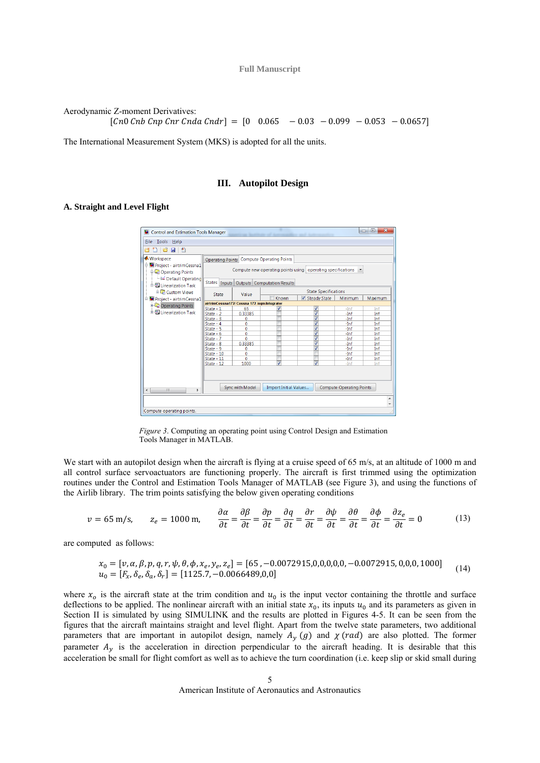Aerodynamic Z-moment Derivatives:

$$[Cn0\ Cnb\ Cnp\ Cnr\ Cnda\ Cndr] = [0 \quad 0.065 \quad -0.03 \quad -0.099 \quad -0.053 \quad -0.0657]$$

The International Measurement System (MKS) is adopted for all the units.

## III. Autopilot Design

### A. Straight and Level Flight

*Figure 3.* Computing an operating point using Control Design and Estimation Tools Manager in MATLAB.

We start with an autopilot design when the aircraft is flying at a cruise speed of 65 m/s, at an altitude of 1000 m and all control surface servoactuators are functioning properly. The aircraft is first trimmed using the optimization routines under the Control and Estimation Tools Manager of MATLAB (see Figure 3), and using the functions of the Airlib library. The trim points satisfying the below given operating conditions

$$v = 65\ \text{m/s}, \qquad z_e = 1000\ \text{m}, \qquad \frac{\partial \alpha}{\partial t} = \frac{\partial \beta}{\partial t} = \frac{\partial p}{\partial t} = \frac{\partial q}{\partial t} = \frac{\partial r}{\partial t} = \frac{\partial \psi}{\partial t} = \frac{\partial \theta}{\partial t} = \frac{\partial \phi}{\partial t} = \frac{\partial z_e}{\partial t} = 0 \tag{13}$$

are computed as follows:

$$\begin{aligned} x_0 &= [v, \alpha, \beta, p, q, r, \psi, \theta, \phi, x_e, y_e, z_e] = [65, -0.0072915, 0,0,0,0,0, -0.0072915, 0,0,0, 1000] \\ u_0 &= [F_x, \delta_e, \delta_a, \delta_r] = [1125.7, -0.0066489, 0, 0] \end{aligned} \tag{14}$$

where $x_o$ is the aircraft state at the trim condition and $u_0$ is the input vector containing the throttle and surface deflections to be applied. The nonlinear aircraft with an initial state $x_0$, its inputs $u_0$ and its parameters as given in Section II is simulated by using SIMULINK and the results are plotted in Figures 4-5. It can be seen from the figures that the aircraft maintains straight and level flight. Apart from the twelve state parameters, two additional parameters that are important in autopilot design, namely $A_y\ (g)$ and $\chi\ (rad)$ are also plotted. The former parameter $A_y$ is the acceleration in direction perpendicular to the aircraft heading. It is desirable that this acceleration be small for flight comfort as well as to achieve the turn coordination (i.e. keep slip or skid small during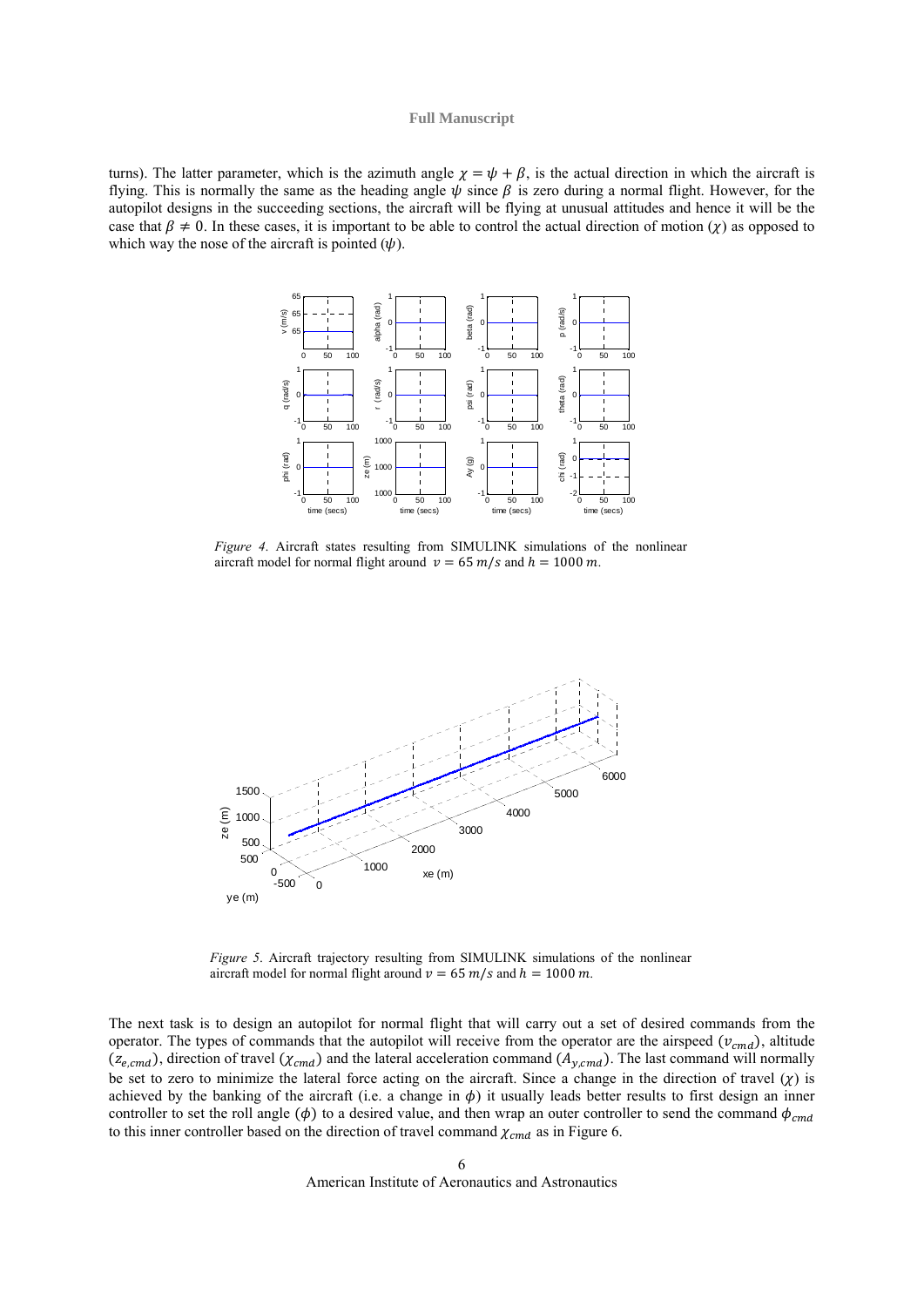turns). The latter parameter, which is the azimuth angle $\chi = \psi + \beta$, is the actual direction in which the aircraft is flying. This is normally the same as the heading angle $\psi$ since $\beta$ is zero during a normal flight. However, for the autopilot designs in the succeeding sections, the aircraft will be flying at unusual attitudes and hence it will be the case that $\beta \neq 0$. In these cases, it is important to be able to control the actual direction of motion ($\chi$) as opposed to which way the nose of the aircraft is pointed ($\psi$).

*Figure 4.* Aircraft states resulting from SIMULINK simulations of the nonlinear aircraft model for normal flight around $v = 65\ m/s$ and $h = 1000\ m$.

*Figure 5.* Aircraft trajectory resulting from SIMULINK simulations of the nonlinear aircraft model for normal flight around $v = 65\ m/s$ and $h = 1000\ m$.

The next task is to design an autopilot for normal flight that will carry out a set of desired commands from the operator. The types of commands that the autopilot will receive from the operator are the airspeed ($v_{cmd}$), altitude ($z_{e,cmd}$), direction of travel ($\chi_{cmd}$) and the lateral acceleration command ($A_{y,cmd}$). The last command will normally be set to zero to minimize the lateral force acting on the aircraft. Since a change in the direction of travel ($\chi$) is achieved by the banking of the aircraft (i.e. a change in $\phi$) it usually leads better results to first design an inner controller to set the roll angle ($\phi$) to a desired value, and then wrap an outer controller to send the command $\phi_{cmd}$ to this inner controller based on the direction of travel command $\chi_{cmd}$ as in Figure 6.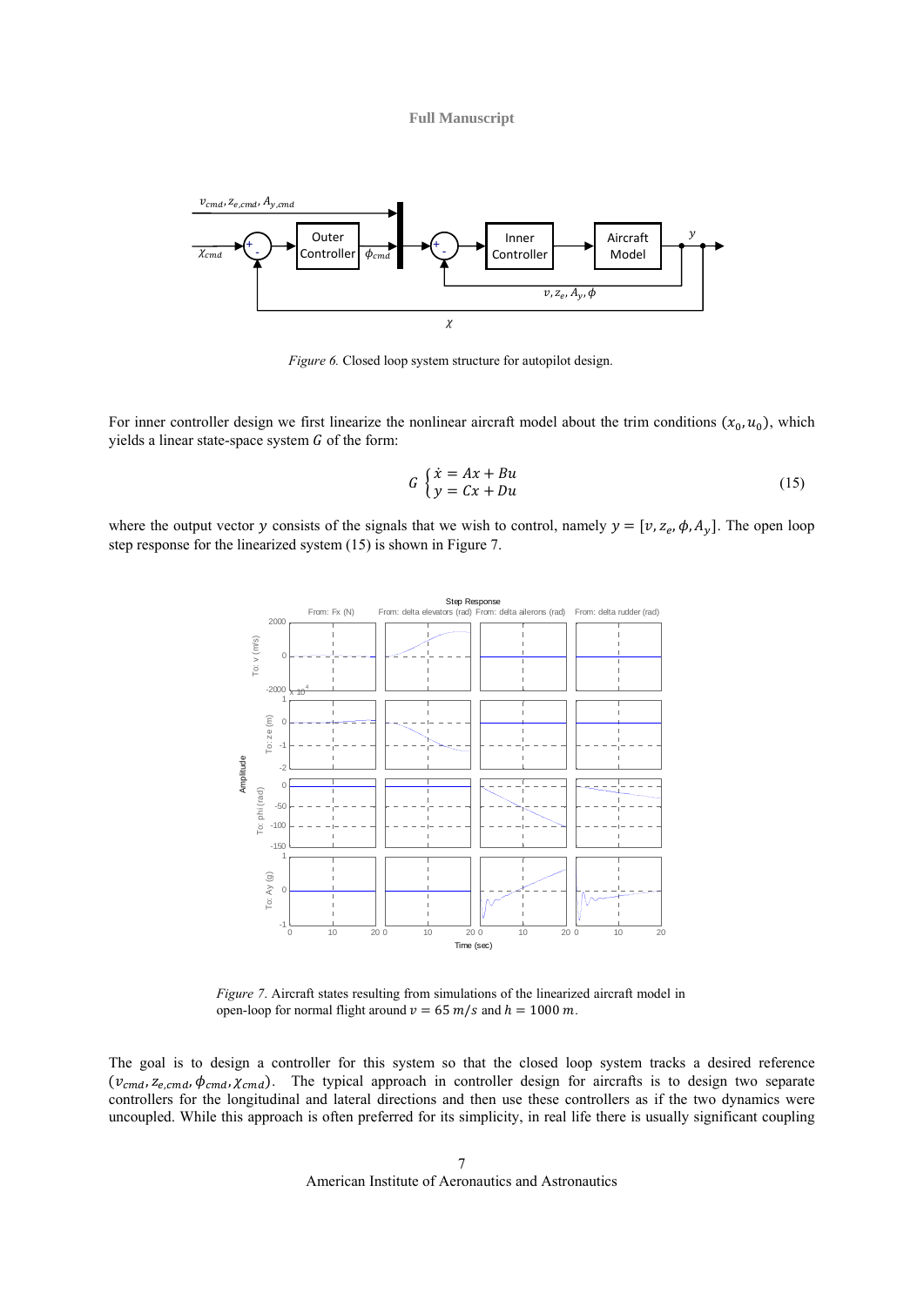*Figure 6.* Closed loop system structure for autopilot design.

For inner controller design we first linearize the nonlinear aircraft model about the trim conditions $(x_0, u_0)$, which yields a linear state-space system $G$ of the form:

$$G \begin{cases} \dot{x} = Ax + Bu \\ y = Cx + Du \end{cases} \tag{15}$$

where the output vector $y$ consists of the signals that we wish to control, namely $y = [v, z_e, \phi, A_y]$. The open loop step response for the linearized system (15) is shown in Figure 7.

*Figure 7*. Aircraft states resulting from simulations of the linearized aircraft model in open-loop for normal flight around $v = 65\ m/s$ and $h = 1000\ m$.

The goal is to design a controller for this system so that the closed loop system tracks a desired reference $(v_{cmd}, z_{e,cmd}, \phi_{cmd}, \chi_{cmd})$. The typical approach in controller design for aircrafts is to design two separate controllers for the longitudinal and lateral directions and then use these controllers as if the two dynamics were uncoupled. While this approach is often preferred for its simplicity, in real life there is usually significant coupling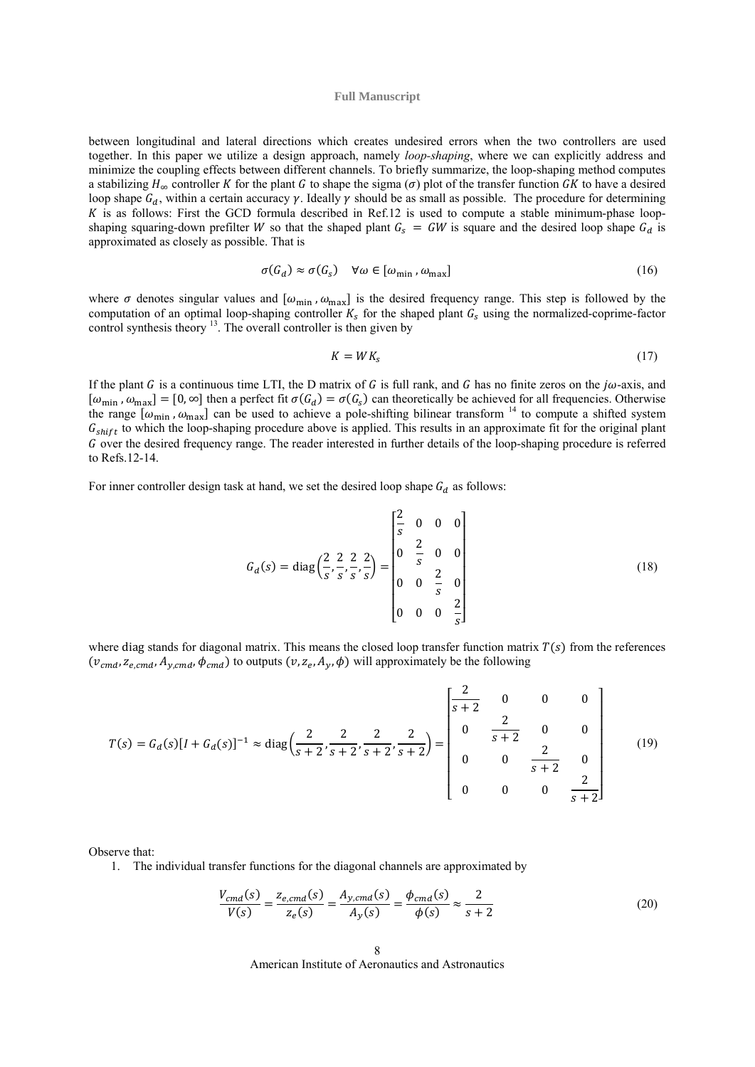between longitudinal and lateral directions which creates undesired errors when the two controllers are used together. In this paper we utilize a design approach, namely *loop-shaping*, where we can explicitly address and minimize the coupling effects between different channels. To briefly summarize, the loop-shaping method computes a stabilizing $H_\infty$ controller $K$ for the plant $G$ to shape the sigma ($\sigma$) plot of the transfer function $GK$ to have a desired loop shape $G_d$, within a certain accuracy $\gamma$. Ideally $\gamma$ should be as small as possible. The procedure for determining $K$ is as follows: First the GCD formula described in Ref.12 is used to compute a stable minimum-phase loop-shaping squaring-down prefilter $W$ so that the shaped plant $G_s = GW$ is square and the desired loop shape $G_d$ is approximated as closely as possible. That is

$$\sigma(G_d) \approx \sigma(G_s) \quad \forall \omega \in [\omega_{\min}, \omega_{\max}] \tag{16}$$

where $\sigma$ denotes singular values and $[\omega_{\min}, \omega_{\max}]$ is the desired frequency range. This step is followed by the computation of an optimal loop-shaping controller $K_s$ for the shaped plant $G_s$ using the normalized-coprime-factor control synthesis theory [13]. The overall controller is then given by

$$K = W K_s \tag{17}$$

If the plant $G$ is a continuous time LTI, the D matrix of $G$ is full rank, and $G$ has no finite zeros on the $j\omega$-axis, and $[\omega_{\min}, \omega_{\max}] = [0, \infty]$ then a perfect fit $\sigma(G_d) = \sigma(G_s)$ can theoretically be achieved for all frequencies. Otherwise the range $[\omega_{\min}, \omega_{\max}]$ can be used to achieve a pole-shifting bilinear transform [14] to compute a shifted system $G_{shift}$ to which the loop-shaping procedure above is applied. This results in an approximate fit for the original plant $G$ over the desired frequency range. The reader interested in further details of the loop-shaping procedure is referred to Refs.12-14.

For inner controller design task at hand, we set the desired loop shape $G_d$ as follows:

$$G_d(s) = \mathrm{diag}\left(\frac{2}{s}, \frac{2}{s}, \frac{2}{s}, \frac{2}{s}\right) = \begin{bmatrix} \frac{2}{s} & 0 & 0 & 0 \\ 0 & \frac{2}{s} & 0 & 0 \\ 0 & 0 & \frac{2}{s} & 0 \\ 0 & 0 & 0 & \frac{2}{s} \end{bmatrix} \tag{18}$$

where diag stands for diagonal matrix. This means the closed loop transfer function matrix $T(s)$ from the references $(v_{cmd}, z_{e,cmd}, A_{y,cmd}, \phi_{cmd})$ to outputs $(v, z_e, A_y, \phi)$ will approximately be the following

$$T(s) = G_d(s)[I + G_d(s)]^{-1} \approx \mathrm{diag}\left(\frac{2}{s+2}, \frac{2}{s+2}, \frac{2}{s+2}, \frac{2}{s+2}\right) = \begin{bmatrix} \frac{2}{s+2} & 0 & 0 & 0 \\ 0 & \frac{2}{s+2} & 0 & 0 \\ 0 & 0 & \frac{2}{s+2} & 0 \\ 0 & 0 & 0 & \frac{2}{s+2} \end{bmatrix} \tag{19}$$

Observe that:

1. The individual transfer functions for the diagonal channels are approximated by

$$\frac{V_{cmd}(s)}{V(s)} = \frac{z_{e,cmd}(s)}{z_e(s)} = \frac{A_{y,cmd}(s)}{A_y(s)} = \frac{\phi_{cmd}(s)}{\phi(s)} \approx \frac{2}{s+2} \tag{20}$$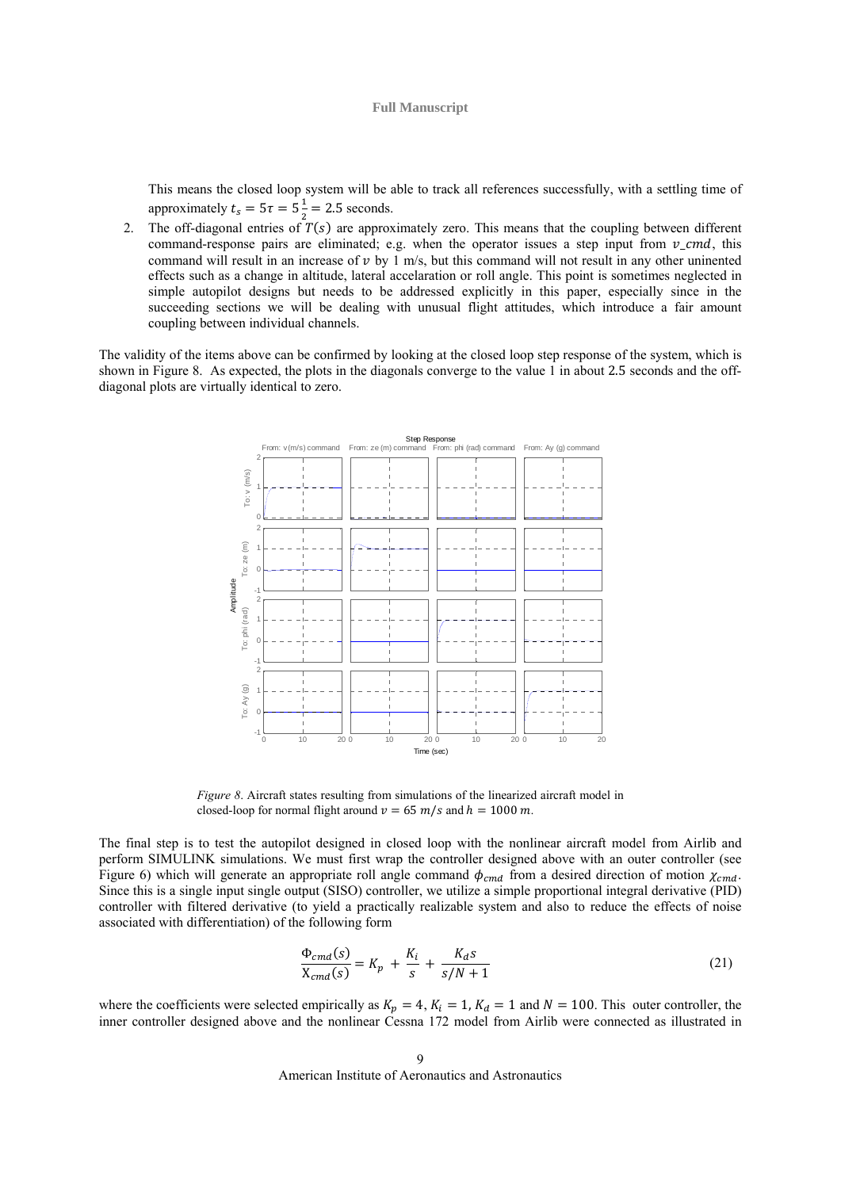This means the closed loop system will be able to track all references successfully, with a settling time of approximately $t_s = 5\tau = 5\frac{1}{2} = 2.5$ seconds.

2. The off-diagonal entries of $T(s)$ are approximately zero. This means that the coupling between different command-response pairs are eliminated; e.g. when the operator issues a step input from $v\_cmd$, this command will result in an increase of $v$ by 1 m/s, but this command will not result in any other uninented effects such as a change in altitude, lateral accelaration or roll angle. This point is sometimes neglected in simple autopilot designs but needs to be addressed explicitly in this paper, especially since in the succeeding sections we will be dealing with unusual flight attitudes, which introduce a fair amount coupling between individual channels.

The validity of the items above can be confirmed by looking at the closed loop step response of the system, which is shown in Figure 8. As expected, the plots in the diagonals converge to the value 1 in about 2.5 seconds and the off-diagonal plots are virtually identical to zero.

*Figure 8*. Aircraft states resulting from simulations of the linearized aircraft model in closed-loop for normal flight around $v = 65\ m/s$ and $h = 1000\ m$.

The final step is to test the autopilot designed in closed loop with the nonlinear aircraft model from Airlib and perform SIMULINK simulations. We must first wrap the controller designed above with an outer controller (see Figure 6) which will generate an appropriate roll angle command $\phi_{cmd}$ from a desired direction of motion $\chi_{cmd}$. Since this is a single input single output (SISO) controller, we utilize a simple proportional integral derivative (PID) controller with filtered derivative (to yield a practically realizable system and also to reduce the effects of noise associated with differentiation) of the following form

$$\frac{\Phi_{cmd}(s)}{\mathrm{X}_{cmd}(s)} = K_p + \frac{K_i}{s} + \frac{K_d s}{s/N + 1} \tag{21}$$

where the coefficients were selected empirically as $K_p = 4$, $K_i = 1$, $K_d = 1$ and $N = 100$. This outer controller, the inner controller designed above and the nonlinear Cessna 172 model from Airlib were connected as illustrated in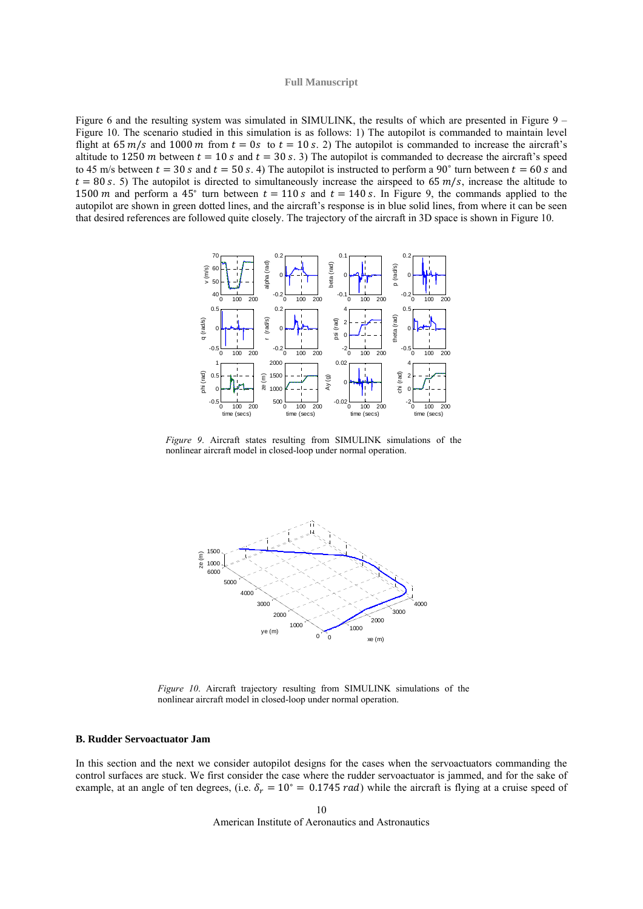Figure 6 and the resulting system was simulated in SIMULINK, the results of which are presented in Figure 9 – Figure 10. The scenario studied in this simulation is as follows: 1) The autopilot is commanded to maintain level flight at $65\, m/s$ and $1000\, m$ from $t = 0s$ to $t = 10\, s$. 2) The autopilot is commanded to increase the aircraft's altitude to $1250\, m$ between $t = 10\, s$ and $t = 30\, s$. 3) The autopilot is commanded to decrease the aircraft's speed to 45 m/s between $t = 30\, s$ and $t = 50\, s$. 4) The autopilot is instructed to perform a 90° turn between $t = 60\, s$ and $t = 80\, s$. 5) The autopilot is directed to simultaneously increase the airspeed to $65\, m/s$, increase the altitude to $1500\, m$ and perform a 45° turn between $t = 110\, s$ and $t = 140\, s$. In Figure 9, the commands applied to the autopilot are shown in green dotted lines, and the aircraft's response is in blue solid lines, from where it can be seen that desired references are followed quite closely. The trajectory of the aircraft in 3D space is shown in Figure 10.

*Figure 9.* Aircraft states resulting from SIMULINK simulations of the nonlinear aircraft model in closed-loop under normal operation.

*Figure 10.* Aircraft trajectory resulting from SIMULINK simulations of the nonlinear aircraft model in closed-loop under normal operation.

### B. Rudder Servoactuator Jam

In this section and the next we consider autopilot designs for the cases when the servoactuators commanding the control surfaces are stuck. We first consider the case where the rudder servoactuator is jammed, and for the sake of example, at an angle of ten degrees, (i.e. $\delta_r = 10^\circ = 0.1745\, rad$) while the aircraft is flying at a cruise speed of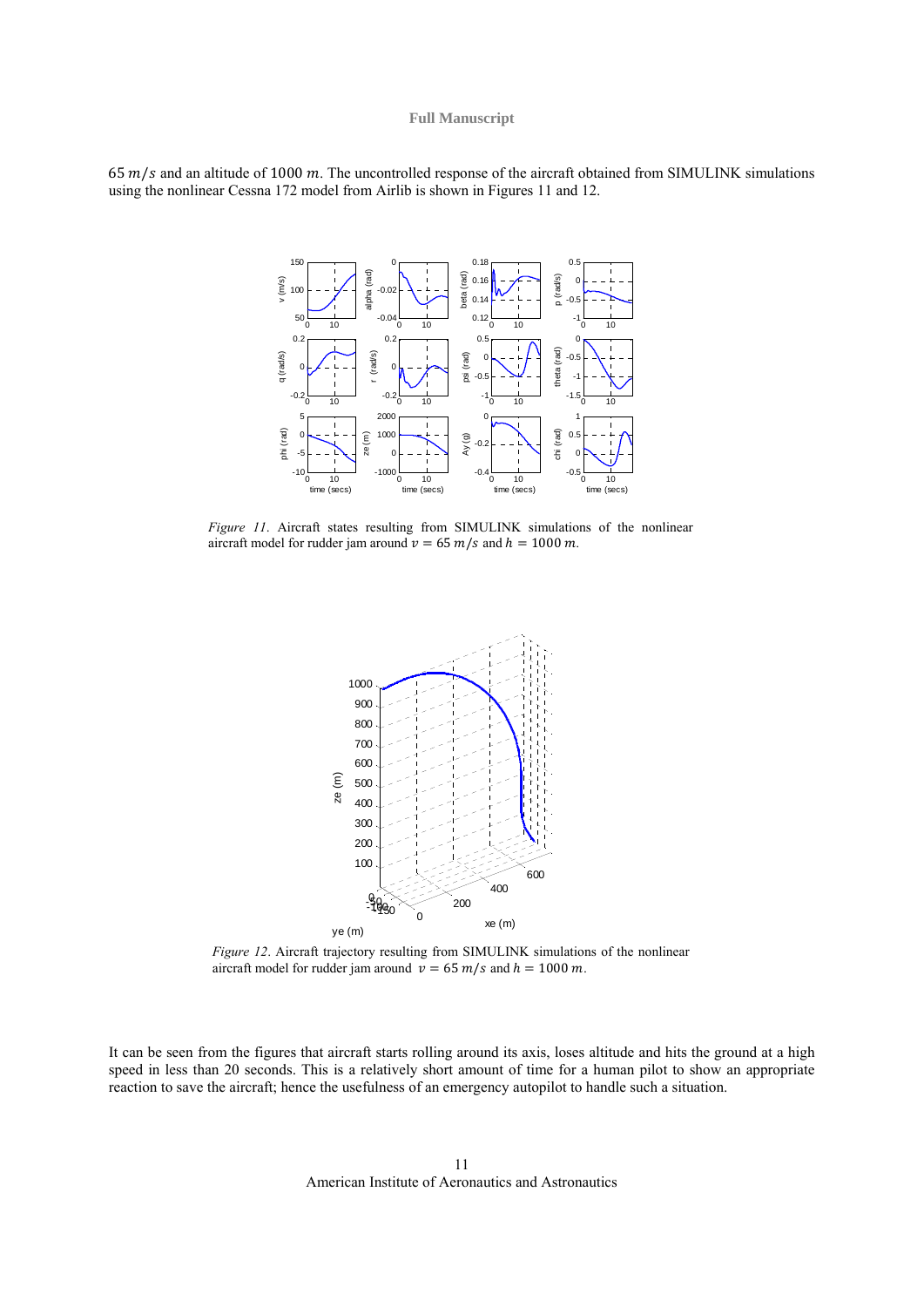$65\ m/s$ and an altitude of $1000\ m$. The uncontrolled response of the aircraft obtained from SIMULINK simulations using the nonlinear Cessna 172 model from Airlib is shown in Figures 11 and 12.

*Figure 11*. Aircraft states resulting from SIMULINK simulations of the nonlinear aircraft model for rudder jam around $v = 65\ m/s$ and $h = 1000\ m$.

*Figure 12*. Aircraft trajectory resulting from SIMULINK simulations of the nonlinear aircraft model for rudder jam around $v = 65\ m/s$ and $h = 1000\ m$.

It can be seen from the figures that aircraft starts rolling around its axis, loses altitude and hits the ground at a high speed in less than 20 seconds. This is a relatively short amount of time for a human pilot to show an appropriate reaction to save the aircraft; hence the usefulness of an emergency autopilot to handle such a situation.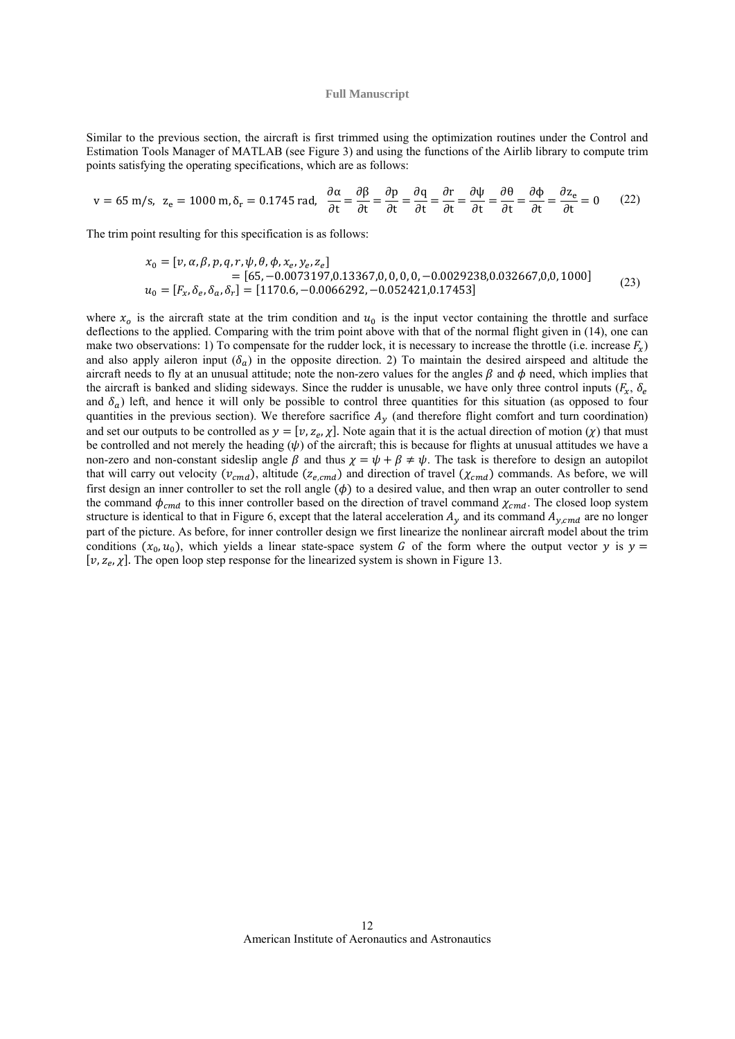Similar to the previous section, the aircraft is first trimmed using the optimization routines under the Control and Estimation Tools Manager of MATLAB (see Figure 3) and using the functions of the Airlib library to compute trim points satisfying the operating specifications, which are as follows:

$$v = 65\ \text{m/s},\ \ z_e = 1000\ \text{m}, \delta_r = 0.1745\ \text{rad},\ \ \frac{\partial \alpha}{\partial t} = \frac{\partial \beta}{\partial t} = \frac{\partial p}{\partial t} = \frac{\partial q}{\partial t} = \frac{\partial r}{\partial t} = \frac{\partial \psi}{\partial t} = \frac{\partial \theta}{\partial t} = \frac{\partial \phi}{\partial t} = \frac{\partial z_e}{\partial t} = 0 \qquad (22)$$

The trim point resulting for this specification is as follows:

$$\begin{aligned} x_0 &= [v, \alpha, \beta, p, q, r, \psi, \theta, \phi, x_e, y_e, z_e] \\ &\quad = [65, -0.0073197, 0.13367, 0, 0, 0, 0, -0.0029238, 0.032667, 0, 0, 1000] \\ u_0 &= [F_x, \delta_e, \delta_a, \delta_r] = [1170.6, -0.0066292, -0.052421, 0.17453] \end{aligned} \qquad (23)$$

where $x_o$ is the aircraft state at the trim condition and $u_0$ is the input vector containing the throttle and surface deflections to the applied. Comparing with the trim point above with that of the normal flight given in (14), one can make two observations: 1) To compensate for the rudder lock, it is necessary to increase the throttle (i.e. increase $F_x$) and also apply aileron input ($\delta_a$) in the opposite direction. 2) To maintain the desired airspeed and altitude the aircraft needs to fly at an unusual attitude; note the non-zero values for the angles $\beta$ and $\phi$ need, which implies that the aircraft is banked and sliding sideways. Since the rudder is unusable, we have only three control inputs ($F_x$, $\delta_e$ and $\delta_a$) left, and hence it will only be possible to control three quantities for this situation (as opposed to four quantities in the previous section). We therefore sacrifice $A_y$ (and therefore flight comfort and turn coordination) and set our outputs to be controlled as $y = [v, z_e, \chi]$. Note again that it is the actual direction of motion ($\chi$) that must be controlled and not merely the heading ($\psi$) of the aircraft; this is because for flights at unusual attitudes we have a non-zero and non-constant sideslip angle $\beta$ and thus $\chi = \psi + \beta \neq \psi$. The task is therefore to design an autopilot that will carry out velocity ($v_{cmd}$), altitude ($z_{e,cmd}$) and direction of travel ($\chi_{cmd}$) commands. As before, we will first design an inner controller to set the roll angle ($\phi$) to a desired value, and then wrap an outer controller to send the command $\phi_{cmd}$ to this inner controller based on the direction of travel command $\chi_{cmd}$. The closed loop system structure is identical to that in Figure 6, except that the lateral acceleration $A_y$ and its command $A_{y,cmd}$ are no longer part of the picture. As before, for inner controller design we first linearize the nonlinear aircraft model about the trim conditions $(x_0, u_0)$, which yields a linear state-space system $G$ of the form where the output vector $y$ is $y = [v, z_e, \chi]$. The open loop step response for the linearized system is shown in Figure 13.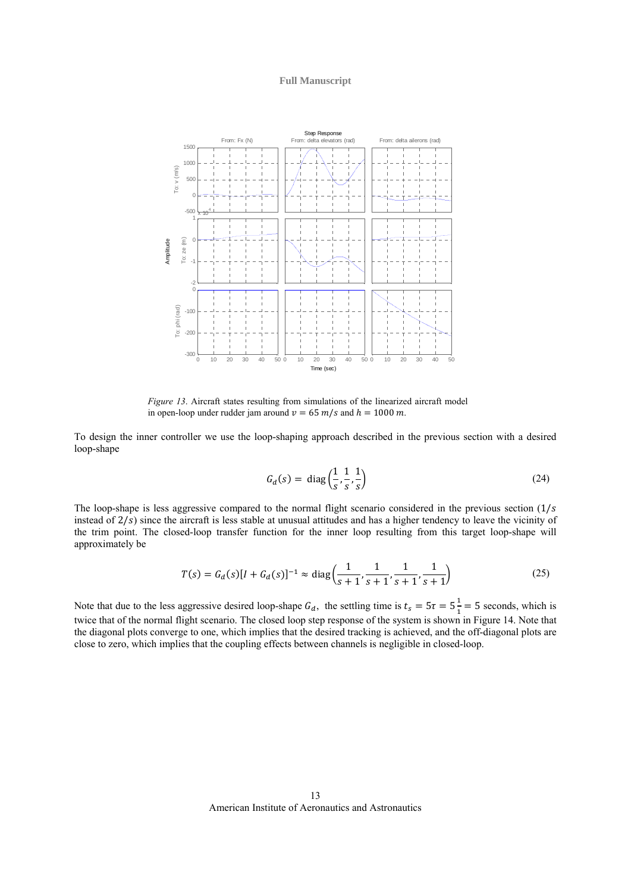*Figure 13*. Aircraft states resulting from simulations of the linearized aircraft model in open-loop under rudder jam around $v = 65\ m/s$ and $h = 1000\ m$.

To design the inner controller we use the loop-shaping approach described in the previous section with a desired loop-shape

$$G_d(s) = \text{diag}\left(\frac{1}{s}, \frac{1}{s}, \frac{1}{s}\right) \tag{24}$$

The loop-shape is less aggressive compared to the normal flight scenario considered in the previous section ($1/s$ instead of $2/s$) since the aircraft is less stable at unusual attitudes and has a higher tendency to leave the vicinity of the trim point. The closed-loop transfer function for the inner loop resulting from this target loop-shape will approximately be

$$T(s) = G_d(s)[I + G_d(s)]^{-1} \approx \text{diag}\left(\frac{1}{s+1}, \frac{1}{s+1}, \frac{1}{s+1}, \frac{1}{s+1}\right) \tag{25}$$

Note that due to the less aggressive desired loop-shape $G_d$, the settling time is $t_s = 5\tau = 5\frac{1}{1} = 5$ seconds, which is twice that of the normal flight scenario. The closed loop step response of the system is shown in Figure 14. Note that the diagonal plots converge to one, which implies that the desired tracking is achieved, and the off-diagonal plots are close to zero, which implies that the coupling effects between channels is negligible in closed-loop.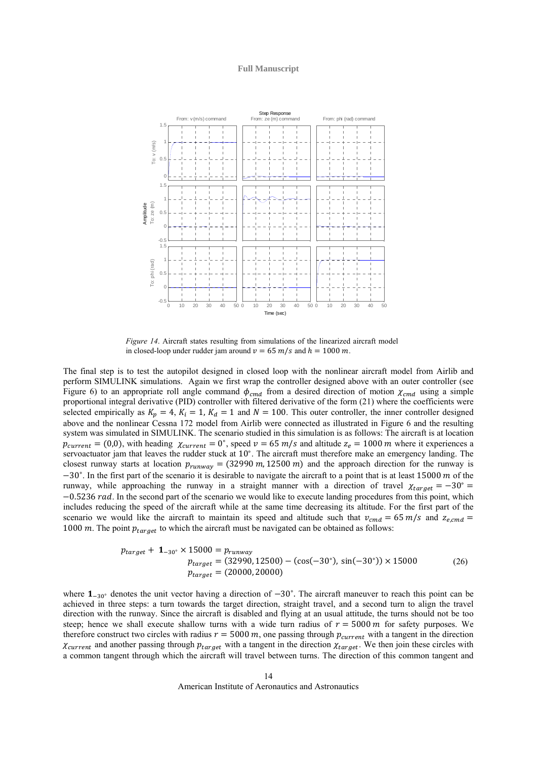*Figure 14.* Aircraft states resulting from simulations of the linearized aircraft model in closed-loop under rudder jam around $v = 65\ m/s$ and $h = 1000\ m$.

The final step is to test the autopilot designed in closed loop with the nonlinear aircraft model from Airlib and perform SIMULINK simulations. Again we first wrap the controller designed above with an outer controller (see Figure 6) to an appropriate roll angle command $\phi_{cmd}$ from a desired direction of motion $\chi_{cmd}$ using a simple proportional integral derivative (PID) controller with filtered derivative of the form (21) where the coefficients were selected empirically as $K_p = 4$, $K_i = 1$, $K_d = 1$ and $N = 100$. This outer controller, the inner controller designed above and the nonlinear Cessna 172 model from Airlib were connected as illustrated in Figure 6 and the resulting system was simulated in SIMULINK. The scenario studied in this simulation is as follows: The aircraft is at location $p_{current} = (0,0)$, with heading $\chi_{current} = 0^{\circ}$, speed $v = 65\ m/s$ and altitude $z_e = 1000\ m$ where it experiences a servoactuator jam that leaves the rudder stuck at $10^{\circ}$. The aircraft must therefore make an emergency landing. The closest runway starts at location $p_{runway} = (32990\ m, 12500\ m)$ and the approach direction for the runway is $-30^{\circ}$. In the first part of the scenario it is desirable to navigate the aircraft to a point that is at least $15000\ m$ of the runway, while approaching the runway in a straight manner with a direction of travel $\chi_{target} = -30^{\circ} = -0.5236\ rad$. In the second part of the scenario we would like to execute landing procedures from this point, which includes reducing the speed of the aircraft while at the same time decreasing its altitude. For the first part of the scenario we would like the aircraft to maintain its speed and altitude such that $v_{cmd} = 65\ m/s$ and $z_{e,cmd} = 1000\ m$. The point $p_{target}$ to which the aircraft must be navigated can be obtained as follows:

$$
\begin{aligned}
p_{target} + \mathbf{1}_{-30^{\circ}} \times 15000 &= p_{runway} \\
p_{target} &= (32990, 12500) - (\cos(-30^{\circ}),\ \sin(-30^{\circ})) \times 15000 \\
p_{target} &= (20000, 20000)
\end{aligned}
\tag{26}
$$

where $\mathbf{1}_{-30^{\circ}}$ denotes the unit vector having a direction of $-30^{\circ}$. The aircraft maneuver to reach this point can be achieved in three steps: a turn towards the target direction, straight travel, and a second turn to align the travel direction with the runway. Since the aircraft is disabled and flying at an usual attitude, the turns should not be too steep; hence we shall execute shallow turns with a wide turn radius of $r = 5000\ m$ for safety purposes. We therefore construct two circles with radius $r = 5000\ m$, one passing through $p_{current}$ with a tangent in the direction $\chi_{current}$ and another passing through $p_{target}$ with a tangent in the direction $\chi_{target}$. We then join these circles with a common tangent through which the aircraft will travel between turns. The direction of this common tangent and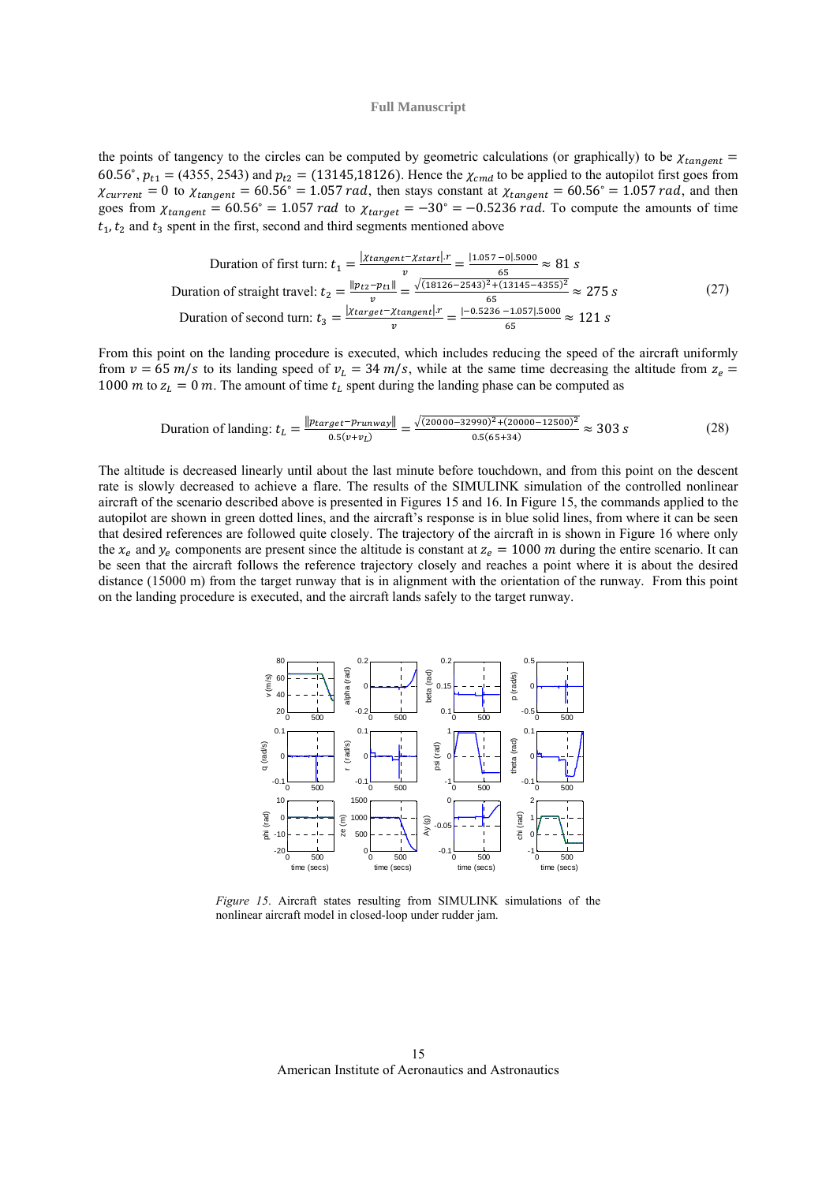the points of tangency to the circles can be computed by geometric calculations (or graphically) to be $\chi_{tangent} = 60.56^{\circ}$, $p_{t1} = (4355, 2543)$ and $p_{t2} = (13145{,}18126)$. Hence the $\chi_{cmd}$ to be applied to the autopilot first goes from $\chi_{current} = 0$ to $\chi_{tangent} = 60.56^{\circ} = 1.057\ rad$, then stays constant at $\chi_{tangent} = 60.56^{\circ} = 1.057\ rad$, and then goes from $\chi_{tangent} = 60.56^{\circ} = 1.057\ rad$ to $\chi_{target} = -30^{\circ} = -0.5236\ rad$. To compute the amounts of time $t_1$, $t_2$ and $t_3$ spent in the first, second and third segments mentioned above

$$
\begin{aligned}
\text{Duration of first turn: } t_1 &= \frac{|\chi_{tangent} - \chi_{start}|.r}{v} = \frac{|1.057 - 0|.5000}{65} \approx 81\ s \\
\text{Duration of straight travel: } t_2 &= \frac{\|p_{t2} - p_{t1}\|}{v} = \frac{\sqrt{(18126-2543)^2 + (13145-4355)^2}}{65} \approx 275\ s \\
\text{Duration of second turn: } t_3 &= \frac{|\chi_{target} - \chi_{tangent}|.r}{v} = \frac{|-0.5236 - 1.057|.5000}{65} \approx 121\ s
\end{aligned}
\tag{27}
$$

From this point on the landing procedure is executed, which includes reducing the speed of the aircraft uniformly from $v = 65\ m/s$ to its landing speed of $v_L = 34\ m/s$, while at the same time decreasing the altitude from $z_e = 1000\ m$ to $z_L = 0\ m$. The amount of time $t_L$ spent during the landing phase can be computed as

$$
\text{Duration of landing: } t_L = \frac{\|p_{target} - p_{runway}\|}{0.5(v + v_L)} = \frac{\sqrt{(20000-32990)^2 + (20000-12500)^2}}{0.5(65+34)} \approx 303\ s
\tag{28}
$$

The altitude is decreased linearly until about the last minute before touchdown, and from this point on the descent rate is slowly decreased to achieve a flare. The results of the SIMULINK simulation of the controlled nonlinear aircraft of the scenario described above is presented in Figures 15 and 16. In Figure 15, the commands applied to the autopilot are shown in green dotted lines, and the aircraft's response is in blue solid lines, from where it can be seen that desired references are followed quite closely. The trajectory of the aircraft in is shown in Figure 16 where only the $x_e$ and $y_e$ components are present since the altitude is constant at $z_e = 1000\ m$ during the entire scenario. It can be seen that the aircraft follows the reference trajectory closely and reaches a point where it is about the desired distance (15000 m) from the target runway that is in alignment with the orientation of the runway. From this point on the landing procedure is executed, and the aircraft lands safely to the target runway.

*Figure 15.* Aircraft states resulting from SIMULINK simulations of the nonlinear aircraft model in closed-loop under rudder jam.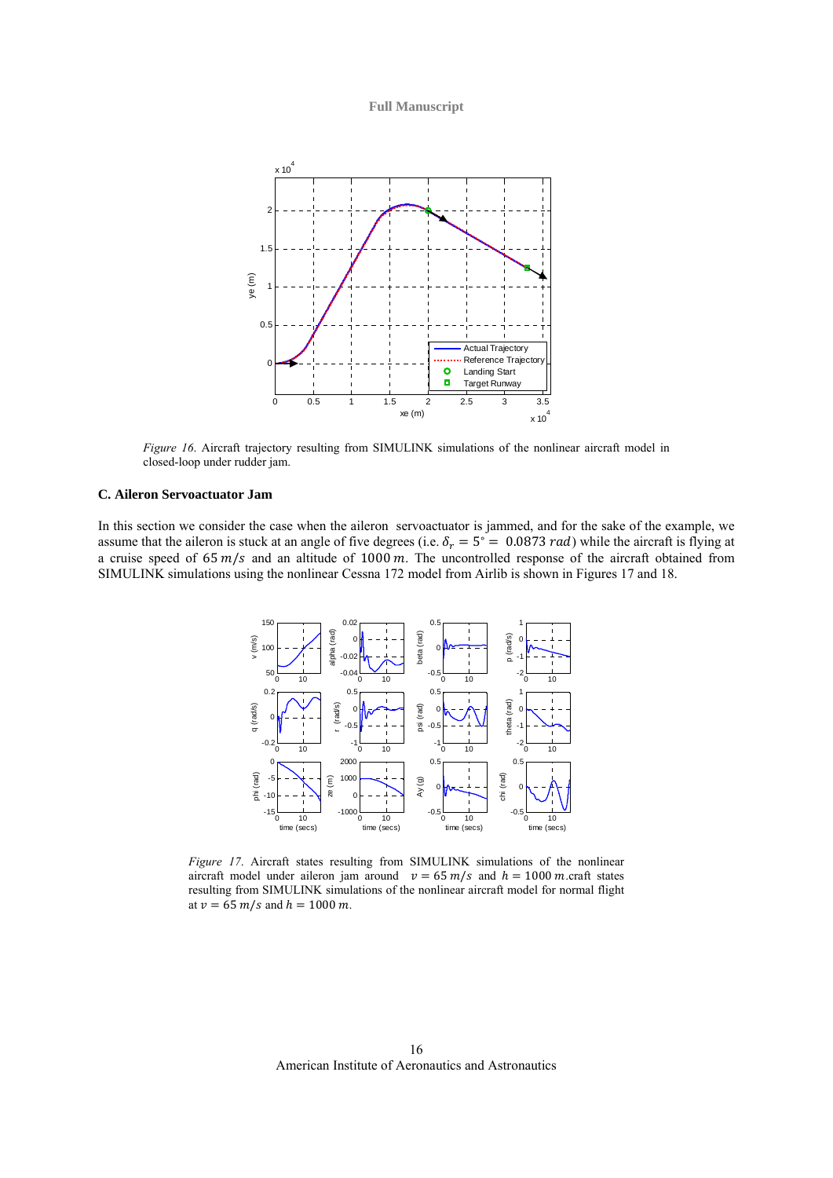*Figure 16.* Aircraft trajectory resulting from SIMULINK simulations of the nonlinear aircraft model in closed-loop under rudder jam.

### C. Aileron Servoactuator Jam

In this section we consider the case when the aileron servoactuator is jammed, and for the sake of the example, we assume that the aileron is stuck at an angle of five degrees (i.e. $\delta_r = 5° = 0.0873\ rad$) while the aircraft is flying at a cruise speed of $65\ m/s$ and an altitude of $1000\ m$. The uncontrolled response of the aircraft obtained from SIMULINK simulations using the nonlinear Cessna 172 model from Airlib is shown in Figures 17 and 18.

*Figure 17.* Aircraft states resulting from SIMULINK simulations of the nonlinear aircraft model under aileron jam around $v = 65\ m/s$ and $h = 1000\ m$.craft states resulting from SIMULINK simulations of the nonlinear aircraft model for normal flight at $v = 65\ m/s$ and $h = 1000\ m$.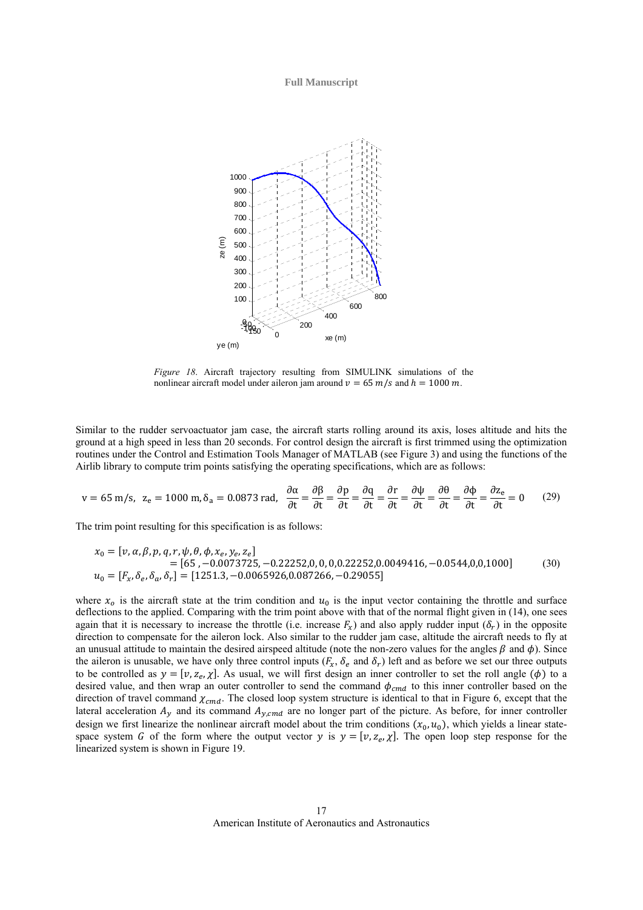*Figure 18.* Aircraft trajectory resulting from SIMULINK simulations of the nonlinear aircraft model under aileron jam around $v = 65\ m/s$ and $h = 1000\ m$.

Similar to the rudder servoactuator jam case, the aircraft starts rolling around its axis, loses altitude and hits the ground at a high speed in less than 20 seconds. For control design the aircraft is first trimmed using the optimization routines under the Control and Estimation Tools Manager of MATLAB (see Figure 3) and using the functions of the Airlib library to compute trim points satisfying the operating specifications, which are as follows:

$$\mathrm{v} = 65\ \mathrm{m/s},\ \ \mathrm{z_e} = 1000\ \mathrm{m}, \delta_\mathrm{a} = 0.0873\ \mathrm{rad},\ \ \frac{\partial\alpha}{\partial t} = \frac{\partial\beta}{\partial t} = \frac{\partial p}{\partial t} = \frac{\partial q}{\partial t} = \frac{\partial r}{\partial t} = \frac{\partial\psi}{\partial t} = \frac{\partial\theta}{\partial t} = \frac{\partial\phi}{\partial t} = \frac{\partial z_e}{\partial t} = 0 \tag{29}$$

The trim point resulting for this specification is as follows:

$$\begin{aligned} x_0 &= [v, \alpha, \beta, p, q, r, \psi, \theta, \phi, x_e, y_e, z_e] \\ &= [65\ , -0.0073725, -0.22252, 0, 0, 0, 0.22252, 0.0049416, -0.0544, 0, 0, 1000] \\ u_0 &= [F_x, \delta_e, \delta_a, \delta_r] = [1251.3, -0.0065926, 0.087266, -0.29055] \end{aligned} \tag{30}$$

where $x_o$ is the aircraft state at the trim condition and $u_0$ is the input vector containing the throttle and surface deflections to the applied. Comparing with the trim point above with that of the normal flight given in (14), one sees again that it is necessary to increase the throttle (i.e. increase $F_x$) and also apply rudder input ($\delta_r$) in the opposite direction to compensate for the aileron lock. Also similar to the rudder jam case, altitude the aircraft needs to fly at an unusual attitude to maintain the desired airspeed altitude (note the non-zero values for the angles $\beta$ and $\phi$). Since the aileron is unusable, we have only three control inputs ($F_x$, $\delta_e$ and $\delta_r$) left and as before we set our three outputs to be controlled as $y = [v, z_e, \chi]$. As usual, we will first design an inner controller to set the roll angle ($\phi$) to a desired value, and then wrap an outer controller to send the command $\phi_{cmd}$ to this inner controller based on the direction of travel command $\chi_{cmd}$. The closed loop system structure is identical to that in Figure 6, except that the lateral acceleration $A_y$ and its command $A_{y,cmd}$ are no longer part of the picture. As before, for inner controller design we first linearize the nonlinear aircraft model about the trim conditions $(x_0, u_0)$, which yields a linear state-space system $G$ of the form where the output vector $y$ is $y = [v, z_e, \chi]$. The open loop step response for the linearized system is shown in Figure 19.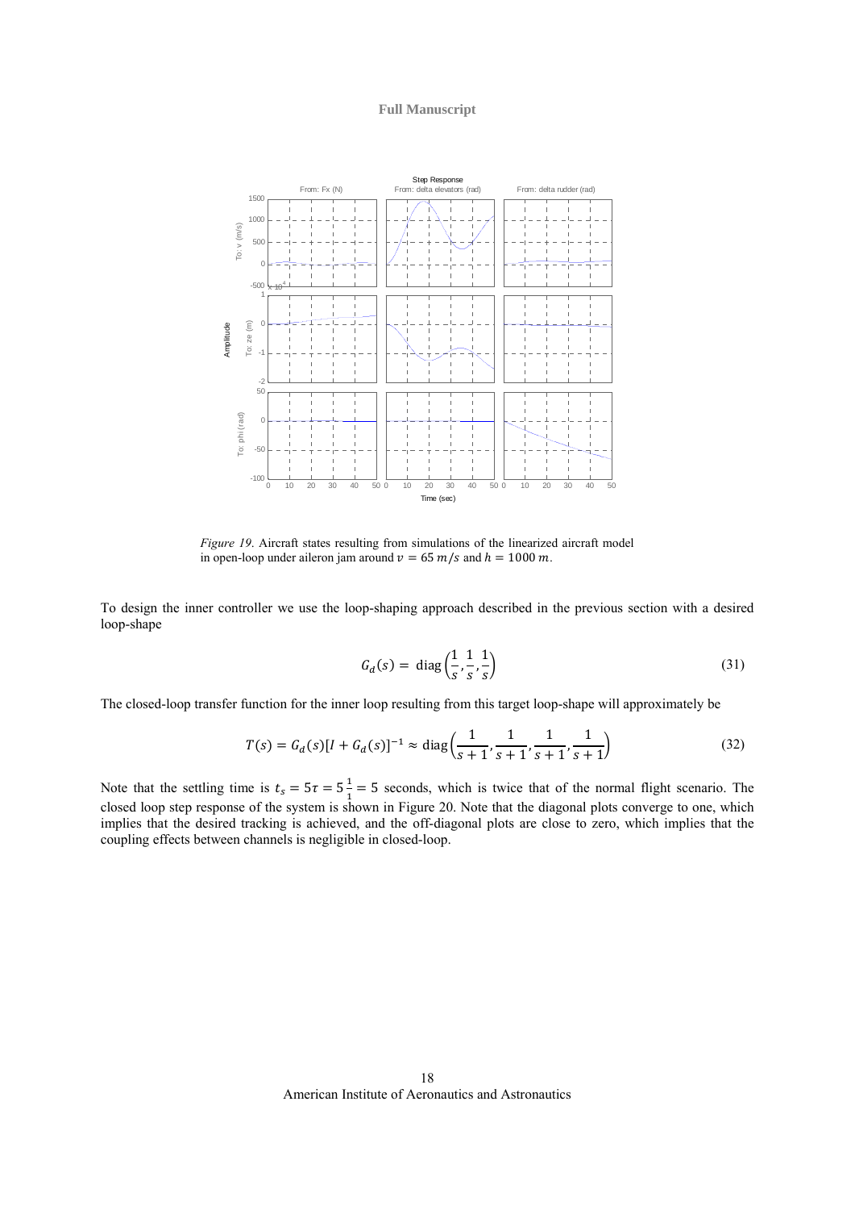*Figure 19.* Aircraft states resulting from simulations of the linearized aircraft model in open-loop under aileron jam around $v = 65\ m/s$ and $h = 1000\ m$.

To design the inner controller we use the loop-shaping approach described in the previous section with a desired loop-shape

$$G_d(s) = \operatorname{diag}\left(\frac{1}{s}, \frac{1}{s}, \frac{1}{s}\right) \tag{31}$$

The closed-loop transfer function for the inner loop resulting from this target loop-shape will approximately be

$$T(s) = G_d(s)[I + G_d(s)]^{-1} \approx \operatorname{diag}\left(\frac{1}{s+1}, \frac{1}{s+1}, \frac{1}{s+1}, \frac{1}{s+1}\right) \tag{32}$$

Note that the settling time is $t_s = 5\tau = 5\frac{1}{1} = 5$ seconds, which is twice that of the normal flight scenario. The closed loop step response of the system is shown in Figure 20. Note that the diagonal plots converge to one, which implies that the desired tracking is achieved, and the off-diagonal plots are close to zero, which implies that the coupling effects between channels is negligible in closed-loop.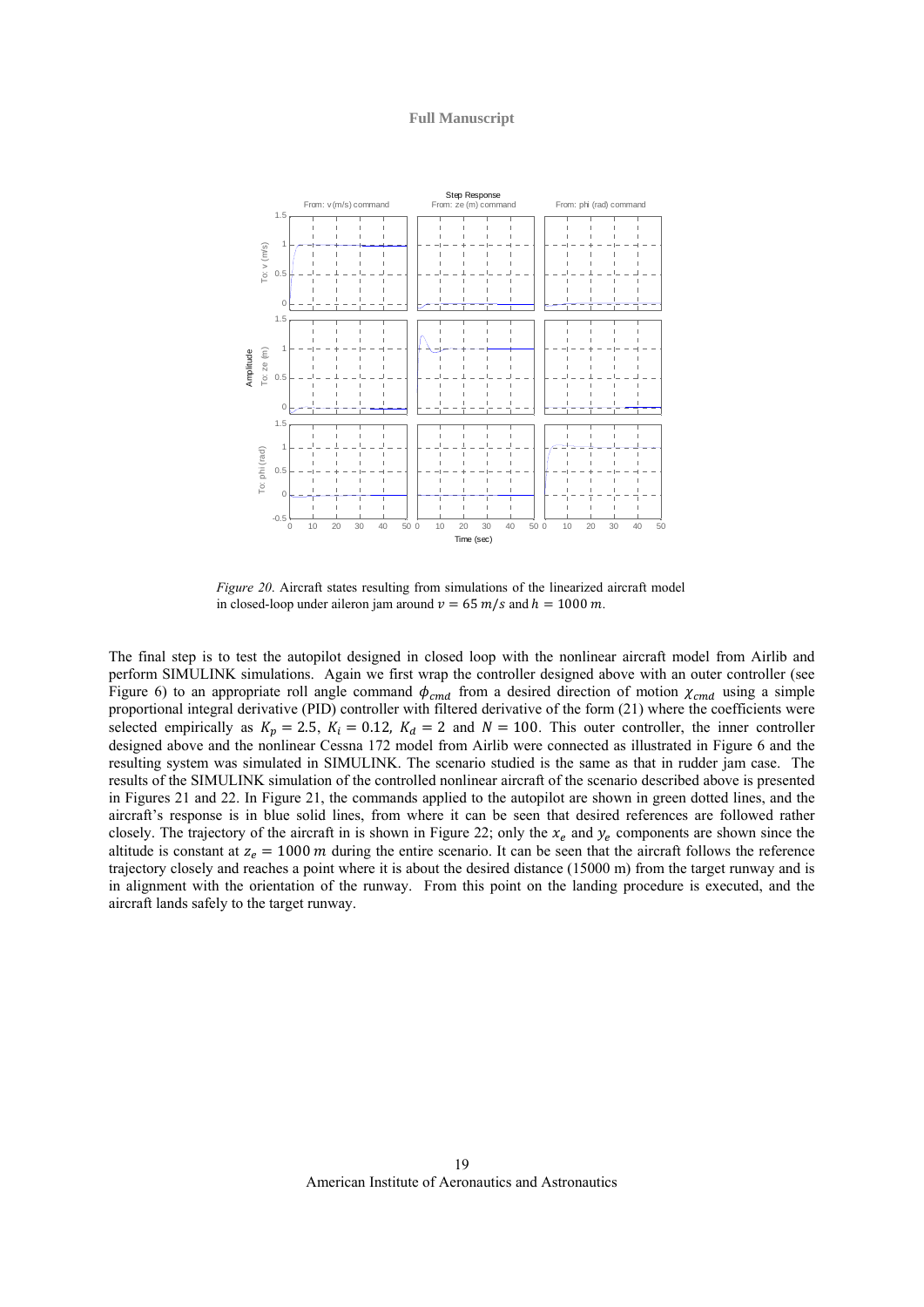*Figure 20*. Aircraft states resulting from simulations of the linearized aircraft model in closed-loop under aileron jam around $v = 65\ m/s$ and $h = 1000\ m$.

The final step is to test the autopilot designed in closed loop with the nonlinear aircraft model from Airlib and perform SIMULINK simulations. Again we first wrap the controller designed above with an outer controller (see Figure 6) to an appropriate roll angle command $\phi_{cmd}$ from a desired direction of motion $\chi_{cmd}$ using a simple proportional integral derivative (PID) controller with filtered derivative of the form (21) where the coefficients were selected empirically as $K_p = 2.5$, $K_i = 0.12$, $K_d = 2$ and $N = 100$. This outer controller, the inner controller designed above and the nonlinear Cessna 172 model from Airlib were connected as illustrated in Figure 6 and the resulting system was simulated in SIMULINK. The scenario studied is the same as that in rudder jam case. The results of the SIMULINK simulation of the controlled nonlinear aircraft of the scenario described above is presented in Figures 21 and 22. In Figure 21, the commands applied to the autopilot are shown in green dotted lines, and the aircraft's response is in blue solid lines, from where it can be seen that desired references are followed rather closely. The trajectory of the aircraft in is shown in Figure 22; only the $x_e$ and $y_e$ components are shown since the altitude is constant at $z_e = 1000\ m$ during the entire scenario. It can be seen that the aircraft follows the reference trajectory closely and reaches a point where it is about the desired distance (15000 m) from the target runway and is in alignment with the orientation of the runway. From this point on the landing procedure is executed, and the aircraft lands safely to the target runway.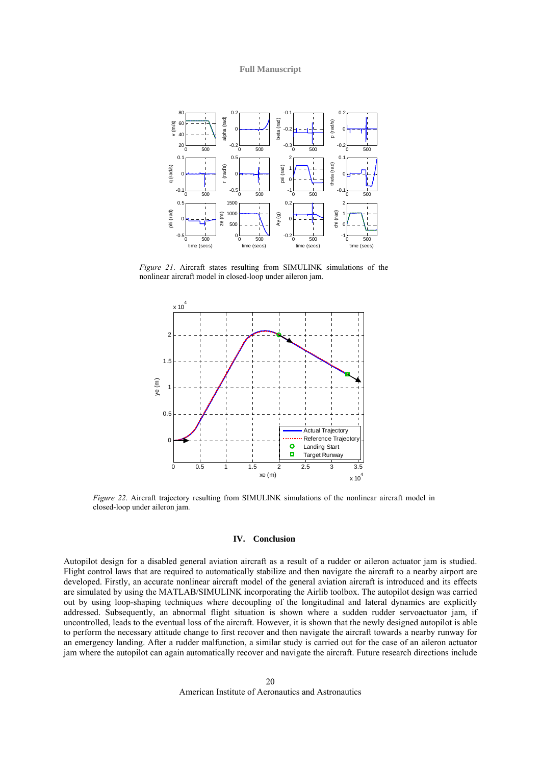*Figure 21*. Aircraft states resulting from SIMULINK simulations of the nonlinear aircraft model in closed-loop under aileron jam.

*Figure 22*. Aircraft trajectory resulting from SIMULINK simulations of the nonlinear aircraft model in closed-loop under aileron jam.

## IV. Conclusion

Autopilot design for a disabled general aviation aircraft as a result of a rudder or aileron actuator jam is studied. Flight control laws that are required to automatically stabilize and then navigate the aircraft to a nearby airport are developed. Firstly, an accurate nonlinear aircraft model of the general aviation aircraft is introduced and its effects are simulated by using the MATLAB/SIMULINK incorporating the Airlib toolbox. The autopilot design was carried out by using loop-shaping techniques where decoupling of the longitudinal and lateral dynamics are explicitly addressed. Subsequently, an abnormal flight situation is shown where a sudden rudder servoactuator jam, if uncontrolled, leads to the eventual loss of the aircraft. However, it is shown that the newly designed autopilot is able to perform the necessary attitude change to first recover and then navigate the aircraft towards a nearby runway for an emergency landing. After a rudder malfunction, a similar study is carried out for the case of an aileron actuator jam where the autopilot can again automatically recover and navigate the aircraft. Future research directions include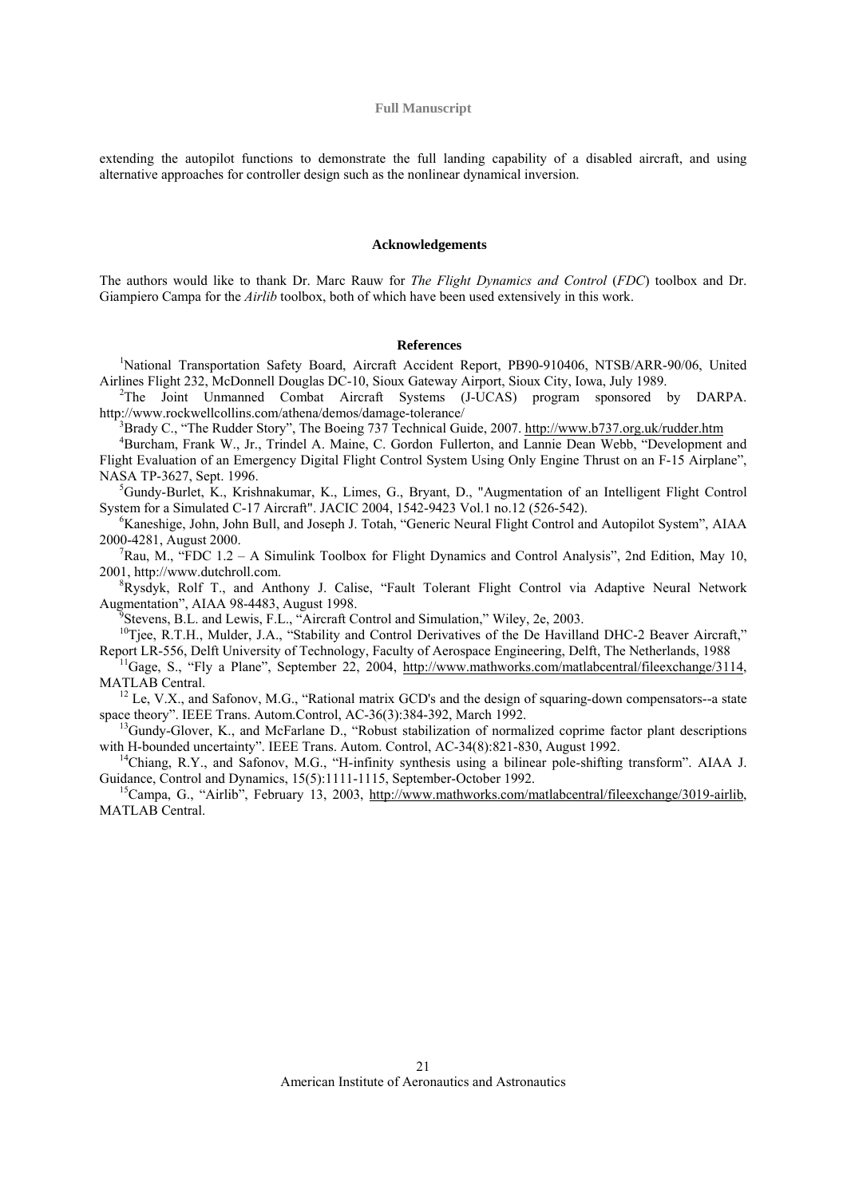extending the autopilot functions to demonstrate the full landing capability of a disabled aircraft, and using alternative approaches for controller design such as the nonlinear dynamical inversion.

## Acknowledgements

The authors would like to thank Dr. Marc Rauw for *The Flight Dynamics and Control* (*FDC*) toolbox and Dr. Giampiero Campa for the *Airlib* toolbox, both of which have been used extensively in this work.

## References

[1]National Transportation Safety Board, Aircraft Accident Report, PB90-910406, NTSB/ARR-90/06, United Airlines Flight 232, McDonnell Douglas DC-10, Sioux Gateway Airport, Sioux City, Iowa, July 1989.

[2]The Joint Unmanned Combat Aircraft Systems (J-UCAS) program sponsored by DARPA. http://www.rockwellcollins.com/athena/demos/damage-tolerance/

[3]Brady C., "The Rudder Story", The Boeing 737 Technical Guide, 2007. http://www.b737.org.uk/rudder.htm

[4]Burcham, Frank W., Jr., Trindel A. Maine, C. Gordon Fullerton, and Lannie Dean Webb, "Development and Flight Evaluation of an Emergency Digital Flight Control System Using Only Engine Thrust on an F-15 Airplane", NASA TP-3627, Sept. 1996.

[5]Gundy-Burlet, K., Krishnakumar, K., Limes, G., Bryant, D., "Augmentation of an Intelligent Flight Control System for a Simulated C-17 Aircraft". JACIC 2004, 1542-9423 Vol.1 no.12 (526-542).

[6]Kaneshige, John, John Bull, and Joseph J. Totah, "Generic Neural Flight Control and Autopilot System", AIAA 2000-4281, August 2000.

[7]Rau, M., "FDC 1.2 – A Simulink Toolbox for Flight Dynamics and Control Analysis", 2nd Edition, May 10, 2001, http://www.dutchroll.com.

[8]Rysdyk, Rolf T., and Anthony J. Calise, "Fault Tolerant Flight Control via Adaptive Neural Network Augmentation", AIAA 98-4483, August 1998.

[9]Stevens, B.L. and Lewis, F.L., "Aircraft Control and Simulation," Wiley, 2e, 2003.

[10]Tjee, R.T.H., Mulder, J.A., "Stability and Control Derivatives of the De Havilland DHC-2 Beaver Aircraft," Report LR-556, Delft University of Technology, Faculty of Aerospace Engineering, Delft, The Netherlands, 1988

[11]Gage, S., "Fly a Plane", September 22, 2004, http://www.mathworks.com/matlabcentral/fileexchange/3114, MATLAB Central.

[12] Le, V.X., and Safonov, M.G., "Rational matrix GCD's and the design of squaring-down compensators--a state space theory". IEEE Trans. Autom.Control, AC-36(3):384-392, March 1992.

[13]Gundy-Glover, K., and McFarlane D., "Robust stabilization of normalized coprime factor plant descriptions with H-bounded uncertainty". IEEE Trans. Autom. Control, AC-34(8):821-830, August 1992.

[14]Chiang, R.Y., and Safonov, M.G., "H-infinity synthesis using a bilinear pole-shifting transform". AIAA J. Guidance, Control and Dynamics, 15(5):1111-1115, September-October 1992.

[15]Campa, G., "Airlib", February 13, 2003, http://www.mathworks.com/matlabcentral/fileexchange/3019-airlib, MATLAB Central.